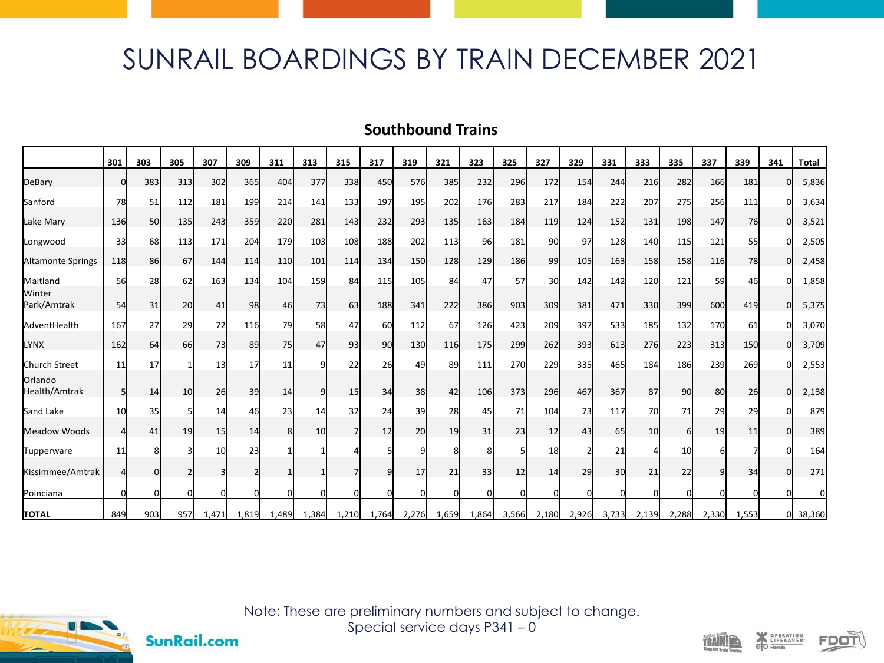# SUNRAIL BOARDINGS BY TRAIN DECEMBER 2021

## Southbound Trains

| | 301 | 303 | 305 | 307 | 309 | 311 | 313 | 315 | 317 | 319 | 321 | 323 | 325 | 327 | 329 | 331 | 333 | 335 | 337 | 339 | 341 | Total |
|---|---|---|---|---|---|---|---|---|---|---|---|---|---|---|---|---|---|---|---|---|---|---|
| DeBary | 0 | 383 | 313 | 302 | 365 | 404 | 377 | 338 | 450 | 576 | 385 | 232 | 296 | 172 | 154 | 244 | 216 | 282 | 166 | 181 | 0 | 5,836 |
| Sanford | 78 | 51 | 112 | 181 | 199 | 214 | 141 | 133 | 197 | 195 | 202 | 176 | 283 | 217 | 184 | 222 | 207 | 275 | 256 | 111 | 0 | 3,634 |
| Lake Mary | 136 | 50 | 135 | 243 | 359 | 220 | 281 | 143 | 232 | 293 | 135 | 163 | 184 | 119 | 124 | 152 | 131 | 198 | 147 | 76 | 0 | 3,521 |
| Longwood | 33 | 68 | 113 | 171 | 204 | 179 | 103 | 108 | 188 | 202 | 113 | 96 | 181 | 90 | 97 | 128 | 140 | 115 | 121 | 55 | 0 | 2,505 |
| Altamonte Springs | 118 | 86 | 67 | 144 | 114 | 110 | 101 | 114 | 134 | 150 | 128 | 129 | 186 | 99 | 105 | 163 | 158 | 158 | 116 | 78 | 0 | 2,458 |
| Maitland | 56 | 28 | 62 | 163 | 134 | 104 | 159 | 84 | 115 | 105 | 84 | 47 | 57 | 30 | 142 | 142 | 120 | 121 | 59 | 46 | 0 | 1,858 |
| Winter Park/Amtrak | 54 | 31 | 20 | 41 | 98 | 46 | 73 | 63 | 188 | 341 | 222 | 386 | 903 | 309 | 381 | 471 | 330 | 399 | 600 | 419 | 0 | 5,375 |
| AdventHealth | 167 | 27 | 29 | 72 | 116 | 79 | 58 | 47 | 60 | 112 | 67 | 126 | 423 | 209 | 397 | 533 | 185 | 132 | 170 | 61 | 0 | 3,070 |
| LYNX | 162 | 64 | 66 | 73 | 89 | 75 | 47 | 93 | 90 | 130 | 116 | 175 | 299 | 262 | 393 | 613 | 276 | 223 | 313 | 150 | 0 | 3,709 |
| Church Street | 11 | 17 | 1 | 13 | 17 | 11 | 9 | 22 | 26 | 49 | 89 | 111 | 270 | 229 | 335 | 465 | 184 | 186 | 239 | 269 | 0 | 2,553 |
| Orlando Health/Amtrak | 5 | 14 | 10 | 26 | 39 | 14 | 9 | 15 | 34 | 38 | 42 | 106 | 373 | 296 | 467 | 367 | 87 | 90 | 80 | 26 | 0 | 2,138 |
| Sand Lake | 10 | 35 | 5 | 14 | 46 | 23 | 14 | 32 | 24 | 39 | 28 | 45 | 71 | 104 | 73 | 117 | 70 | 71 | 29 | 29 | 0 | 879 |
| Meadow Woods | 4 | 41 | 19 | 15 | 14 | 8 | 10 | 7 | 12 | 20 | 19 | 31 | 23 | 12 | 43 | 65 | 10 | 6 | 19 | 11 | 0 | 389 |
| Tupperware | 11 | 8 | 3 | 10 | 23 | 1 | 1 | 4 | 5 | 9 | 8 | 8 | 5 | 18 | 2 | 21 | 4 | 10 | 6 | 7 | 0 | 164 |
| Kissimmee/Amtrak | 4 | 0 | 2 | 3 | 2 | 1 | 1 | 7 | 9 | 17 | 21 | 33 | 12 | 14 | 29 | 30 | 21 | 22 | 9 | 34 | 0 | 271 |
| Poinciana | 0 | 0 | 0 | 0 | 0 | 0 | 0 | 0 | 0 | 0 | 0 | 0 | 0 | 0 | 0 | 0 | 0 | 0 | 0 | 0 | 0 | 0 |
| **TOTAL** | 849 | 903 | 957 | 1,471 | 1,819 | 1,489 | 1,384 | 1,210 | 1,764 | 2,276 | 1,659 | 1,864 | 3,566 | 2,180 | 2,926 | 3,733 | 2,139 | 2,288 | 2,330 | 1,553 | 0 | 38,360 |

Note: These are preliminary numbers and subject to change.
Special service days P341 – 0

SunRail.com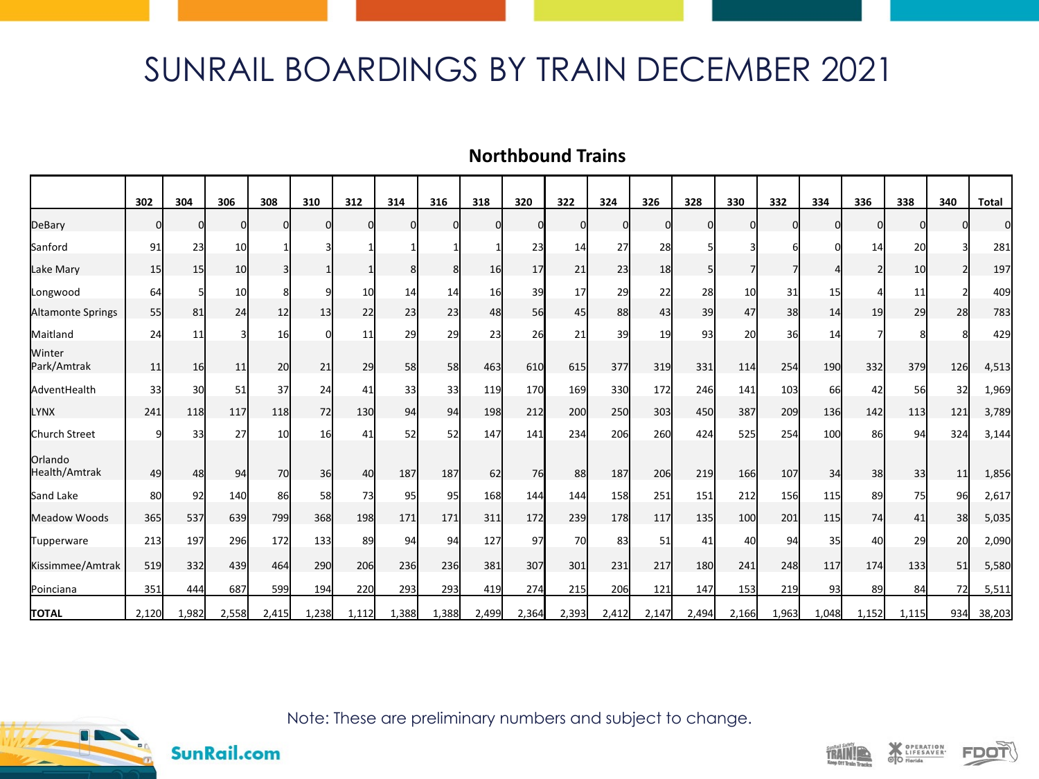# SUNRAIL BOARDINGS BY TRAIN DECEMBER 2021

## Northbound Trains

| | 302 | 304 | 306 | 308 | 310 | 312 | 314 | 316 | 318 | 320 | 322 | 324 | 326 | 328 | 330 | 332 | 334 | 336 | 338 | 340 | Total |
|---|---|---|---|---|---|---|---|---|---|---|---|---|---|---|---|---|---|---|---|---|---|
| DeBary | 0 | 0 | 0 | 0 | 0 | 0 | 0 | 0 | 0 | 0 | 0 | 0 | 0 | 0 | 0 | 0 | 0 | 0 | 0 | 0 | 0 |
| Sanford | 91 | 23 | 10 | 1 | 3 | 1 | 1 | 1 | 1 | 23 | 14 | 27 | 28 | 5 | 3 | 6 | 0 | 14 | 20 | 3 | 281 |
| Lake Mary | 15 | 15 | 10 | 3 | 1 | 1 | 8 | 8 | 16 | 17 | 21 | 23 | 18 | 5 | 7 | 7 | 4 | 2 | 10 | 2 | 197 |
| Longwood | 64 | 5 | 10 | 8 | 9 | 10 | 14 | 14 | 16 | 39 | 17 | 29 | 22 | 28 | 10 | 31 | 15 | 4 | 11 | 2 | 409 |
| Altamonte Springs | 55 | 81 | 24 | 12 | 13 | 22 | 23 | 23 | 48 | 56 | 45 | 88 | 43 | 39 | 47 | 38 | 14 | 19 | 29 | 28 | 783 |
| Maitland | 24 | 11 | 3 | 16 | 0 | 11 | 29 | 29 | 23 | 26 | 21 | 39 | 19 | 93 | 20 | 36 | 14 | 7 | 8 | 8 | 429 |
| Winter Park/Amtrak | 11 | 16 | 11 | 20 | 21 | 29 | 58 | 58 | 463 | 610 | 615 | 377 | 319 | 331 | 114 | 254 | 190 | 332 | 379 | 126 | 4,513 |
| AdventHealth | 33 | 30 | 51 | 37 | 24 | 41 | 33 | 33 | 119 | 170 | 169 | 330 | 172 | 246 | 141 | 103 | 66 | 42 | 56 | 32 | 1,969 |
| LYNX | 241 | 118 | 117 | 118 | 72 | 130 | 94 | 94 | 198 | 212 | 200 | 250 | 303 | 450 | 387 | 209 | 136 | 142 | 113 | 121 | 3,789 |
| Church Street | 9 | 33 | 27 | 10 | 16 | 41 | 52 | 52 | 147 | 141 | 234 | 206 | 260 | 424 | 525 | 254 | 100 | 86 | 94 | 324 | 3,144 |
| Orlando Health/Amtrak | 49 | 48 | 94 | 70 | 36 | 40 | 187 | 187 | 62 | 76 | 88 | 187 | 206 | 219 | 166 | 107 | 34 | 38 | 33 | 11 | 1,856 |
| Sand Lake | 80 | 92 | 140 | 86 | 58 | 73 | 95 | 95 | 168 | 144 | 144 | 158 | 251 | 151 | 212 | 156 | 115 | 89 | 75 | 96 | 2,617 |
| Meadow Woods | 365 | 537 | 639 | 799 | 368 | 198 | 171 | 171 | 311 | 172 | 239 | 178 | 117 | 135 | 100 | 201 | 115 | 74 | 41 | 38 | 5,035 |
| Tupperware | 213 | 197 | 296 | 172 | 133 | 89 | 94 | 94 | 127 | 97 | 70 | 83 | 51 | 41 | 40 | 94 | 35 | 40 | 29 | 20 | 2,090 |
| Kissimmee/Amtrak | 519 | 332 | 439 | 464 | 290 | 206 | 236 | 236 | 381 | 307 | 301 | 231 | 217 | 180 | 241 | 248 | 117 | 174 | 133 | 51 | 5,580 |
| Poinciana | 351 | 444 | 687 | 599 | 194 | 220 | 293 | 293 | 419 | 274 | 215 | 206 | 121 | 147 | 153 | 219 | 93 | 89 | 84 | 72 | 5,511 |
| **TOTAL** | 2,120 | 1,982 | 2,558 | 2,415 | 1,238 | 1,112 | 1,388 | 1,388 | 2,499 | 2,364 | 2,393 | 2,412 | 2,147 | 2,494 | 2,166 | 1,963 | 1,048 | 1,152 | 1,115 | 934 | 38,203 |

Note: These are preliminary numbers and subject to change.

SunRail.com